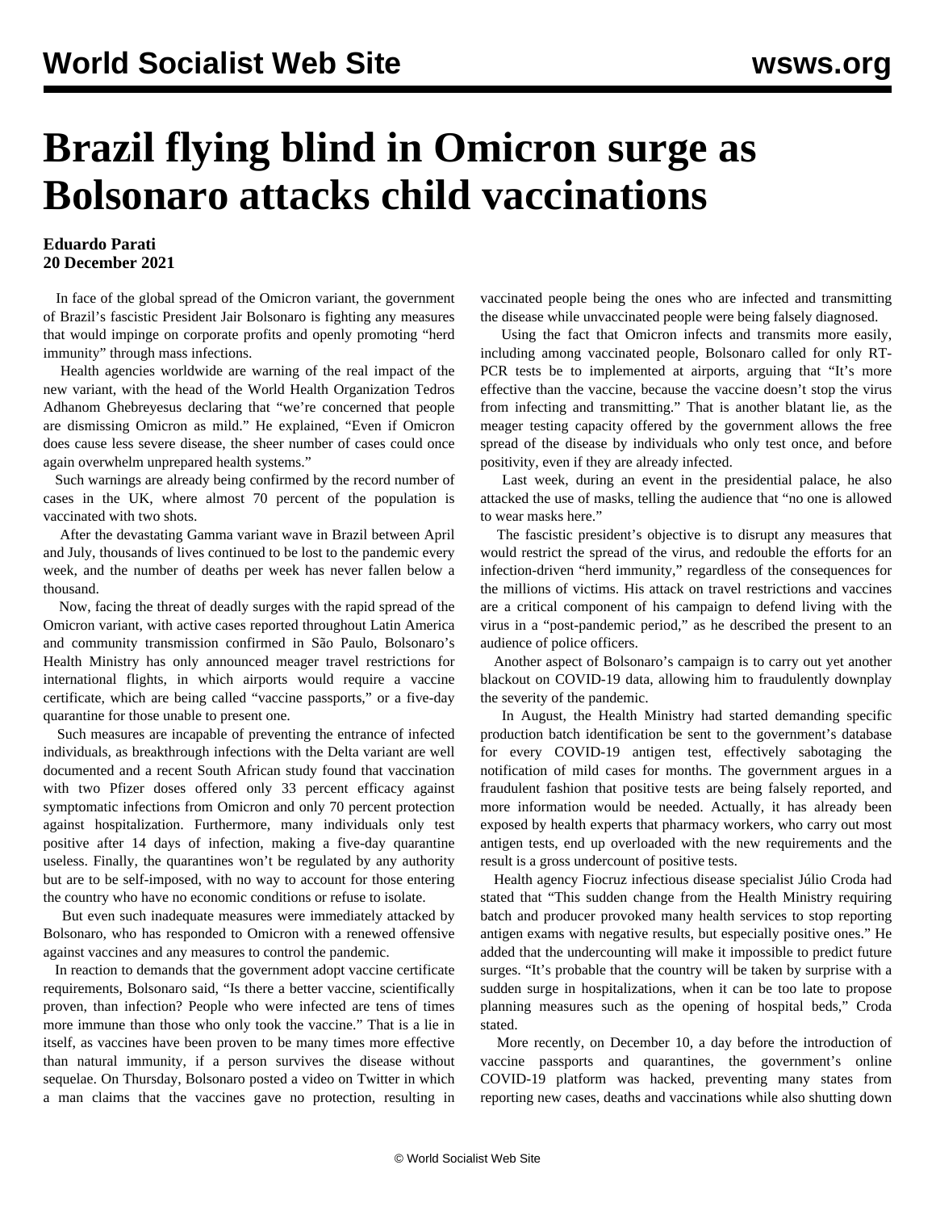# Brazil flying blind in Omicron surge as Bolsonaro attacks child vaccinations

**Eduardo Parati**
**20 December 2021**

In face of the global spread of the Omicron variant, the government of Brazil's fascistic President Jair Bolsonaro is fighting any measures that would impinge on corporate profits and openly promoting "herd immunity" through mass infections.

Health agencies worldwide are warning of the real impact of the new variant, with the head of the World Health Organization Tedros Adhanom Ghebreyesus declaring that "we're concerned that people are dismissing Omicron as mild." He explained, "Even if Omicron does cause less severe disease, the sheer number of cases could once again overwhelm unprepared health systems."

Such warnings are already being confirmed by the record number of cases in the UK, where almost 70 percent of the population is vaccinated with two shots.

After the devastating Gamma variant wave in Brazil between April and July, thousands of lives continued to be lost to the pandemic every week, and the number of deaths per week has never fallen below a thousand.

Now, facing the threat of deadly surges with the rapid spread of the Omicron variant, with active cases reported throughout Latin America and community transmission confirmed in São Paulo, Bolsonaro's Health Ministry has only announced meager travel restrictions for international flights, in which airports would require a vaccine certificate, which are being called "vaccine passports," or a five-day quarantine for those unable to present one.

Such measures are incapable of preventing the entrance of infected individuals, as breakthrough infections with the Delta variant are well documented and a recent South African study found that vaccination with two Pfizer doses offered only 33 percent efficacy against symptomatic infections from Omicron and only 70 percent protection against hospitalization. Furthermore, many individuals only test positive after 14 days of infection, making a five-day quarantine useless. Finally, the quarantines won't be regulated by any authority but are to be self-imposed, with no way to account for those entering the country who have no economic conditions or refuse to isolate.

But even such inadequate measures were immediately attacked by Bolsonaro, who has responded to Omicron with a renewed offensive against vaccines and any measures to control the pandemic.

In reaction to demands that the government adopt vaccine certificate requirements, Bolsonaro said, "Is there a better vaccine, scientifically proven, than infection? People who were infected are tens of times more immune than those who only took the vaccine." That is a lie in itself, as vaccines have been proven to be many times more effective than natural immunity, if a person survives the disease without sequelae. On Thursday, Bolsonaro posted a video on Twitter in which a man claims that the vaccines gave no protection, resulting in vaccinated people being the ones who are infected and transmitting the disease while unvaccinated people were being falsely diagnosed.

Using the fact that Omicron infects and transmits more easily, including among vaccinated people, Bolsonaro called for only RT-PCR tests be to implemented at airports, arguing that "It's more effective than the vaccine, because the vaccine doesn't stop the virus from infecting and transmitting." That is another blatant lie, as the meager testing capacity offered by the government allows the free spread of the disease by individuals who only test once, and before positivity, even if they are already infected.

Last week, during an event in the presidential palace, he also attacked the use of masks, telling the audience that "no one is allowed to wear masks here."

The fascistic president's objective is to disrupt any measures that would restrict the spread of the virus, and redouble the efforts for an infection-driven "herd immunity," regardless of the consequences for the millions of victims. His attack on travel restrictions and vaccines are a critical component of his campaign to defend living with the virus in a "post-pandemic period," as he described the present to an audience of police officers.

Another aspect of Bolsonaro's campaign is to carry out yet another blackout on COVID-19 data, allowing him to fraudulently downplay the severity of the pandemic.

In August, the Health Ministry had started demanding specific production batch identification be sent to the government's database for every COVID-19 antigen test, effectively sabotaging the notification of mild cases for months. The government argues in a fraudulent fashion that positive tests are being falsely reported, and more information would be needed. Actually, it has already been exposed by health experts that pharmacy workers, who carry out most antigen tests, end up overloaded with the new requirements and the result is a gross undercount of positive tests.

Health agency Fiocruz infectious disease specialist Júlio Croda had stated that "This sudden change from the Health Ministry requiring batch and producer provoked many health services to stop reporting antigen exams with negative results, but especially positive ones." He added that the undercounting will make it impossible to predict future surges. "It's probable that the country will be taken by surprise with a sudden surge in hospitalizations, when it can be too late to propose planning measures such as the opening of hospital beds," Croda stated.

More recently, on December 10, a day before the introduction of vaccine passports and quarantines, the government's online COVID-19 platform was hacked, preventing many states from reporting new cases, deaths and vaccinations while also shutting down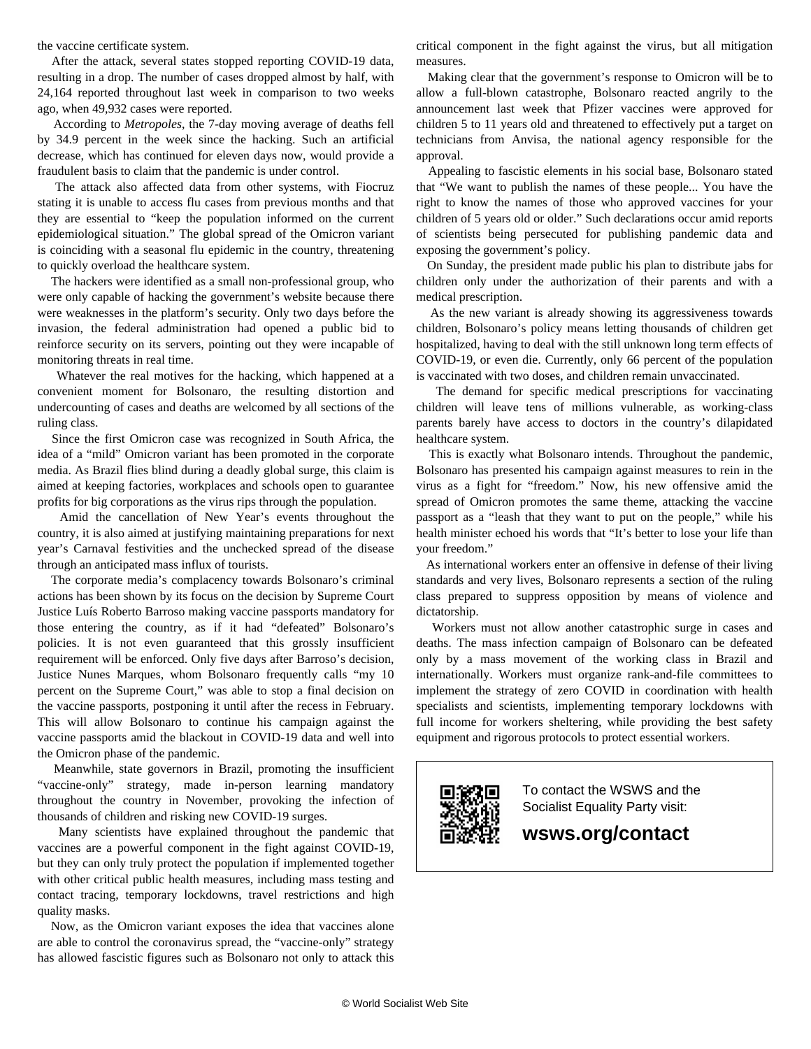the vaccine certificate system.

After the attack, several states stopped reporting COVID-19 data, resulting in a drop. The number of cases dropped almost by half, with 24,164 reported throughout last week in comparison to two weeks ago, when 49,932 cases were reported.

According to *Metropoles*, the 7-day moving average of deaths fell by 34.9 percent in the week since the hacking. Such an artificial decrease, which has continued for eleven days now, would provide a fraudulent basis to claim that the pandemic is under control.

The attack also affected data from other systems, with Fiocruz stating it is unable to access flu cases from previous months and that they are essential to "keep the population informed on the current epidemiological situation." The global spread of the Omicron variant is coinciding with a seasonal flu epidemic in the country, threatening to quickly overload the healthcare system.

The hackers were identified as a small non-professional group, who were only capable of hacking the government's website because there were weaknesses in the platform's security. Only two days before the invasion, the federal administration had opened a public bid to reinforce security on its servers, pointing out they were incapable of monitoring threats in real time.

Whatever the real motives for the hacking, which happened at a convenient moment for Bolsonaro, the resulting distortion and undercounting of cases and deaths are welcomed by all sections of the ruling class.

Since the first Omicron case was recognized in South Africa, the idea of a "mild" Omicron variant has been promoted in the corporate media. As Brazil flies blind during a deadly global surge, this claim is aimed at keeping factories, workplaces and schools open to guarantee profits for big corporations as the virus rips through the population.

Amid the cancellation of New Year's events throughout the country, it is also aimed at justifying maintaining preparations for next year's Carnaval festivities and the unchecked spread of the disease through an anticipated mass influx of tourists.

The corporate media's complacency towards Bolsonaro's criminal actions has been shown by its focus on the decision by Supreme Court Justice Luís Roberto Barroso making vaccine passports mandatory for those entering the country, as if it had "defeated" Bolsonaro's policies. It is not even guaranteed that this grossly insufficient requirement will be enforced. Only five days after Barroso's decision, Justice Nunes Marques, whom Bolsonaro frequently calls "my 10 percent on the Supreme Court," was able to stop a final decision on the vaccine passports, postponing it until after the recess in February. This will allow Bolsonaro to continue his campaign against the vaccine passports amid the blackout in COVID-19 data and well into the Omicron phase of the pandemic.

Meanwhile, state governors in Brazil, promoting the insufficient "vaccine-only" strategy, made in-person learning mandatory throughout the country in November, provoking the infection of thousands of children and risking new COVID-19 surges.

Many scientists have explained throughout the pandemic that vaccines are a powerful component in the fight against COVID-19, but they can only truly protect the population if implemented together with other critical public health measures, including mass testing and contact tracing, temporary lockdowns, travel restrictions and high quality masks.

Now, as the Omicron variant exposes the idea that vaccines alone are able to control the coronavirus spread, the "vaccine-only" strategy has allowed fascistic figures such as Bolsonaro not only to attack this critical component in the fight against the virus, but all mitigation measures.

Making clear that the government's response to Omicron will be to allow a full-blown catastrophe, Bolsonaro reacted angrily to the announcement last week that Pfizer vaccines were approved for children 5 to 11 years old and threatened to effectively put a target on technicians from Anvisa, the national agency responsible for the approval.

Appealing to fascistic elements in his social base, Bolsonaro stated that "We want to publish the names of these people... You have the right to know the names of those who approved vaccines for your children of 5 years old or older." Such declarations occur amid reports of scientists being persecuted for publishing pandemic data and exposing the government's policy.

On Sunday, the president made public his plan to distribute jabs for children only under the authorization of their parents and with a medical prescription.

As the new variant is already showing its aggressiveness towards children, Bolsonaro's policy means letting thousands of children get hospitalized, having to deal with the still unknown long term effects of COVID-19, or even die. Currently, only 66 percent of the population is vaccinated with two doses, and children remain unvaccinated.

The demand for specific medical prescriptions for vaccinating children will leave tens of millions vulnerable, as working-class parents barely have access to doctors in the country's dilapidated healthcare system.

This is exactly what Bolsonaro intends. Throughout the pandemic, Bolsonaro has presented his campaign against measures to rein in the virus as a fight for "freedom." Now, his new offensive amid the spread of Omicron promotes the same theme, attacking the vaccine passport as a "leash that they want to put on the people," while his health minister echoed his words that "It's better to lose your life than your freedom."

As international workers enter an offensive in defense of their living standards and very lives, Bolsonaro represents a section of the ruling class prepared to suppress opposition by means of violence and dictatorship.

Workers must not allow another catastrophic surge in cases and deaths. The mass infection campaign of Bolsonaro can be defeated only by a mass movement of the working class in Brazil and internationally. Workers must organize rank-and-file committees to implement the strategy of zero COVID in coordination with health specialists and scientists, implementing temporary lockdowns with full income for workers sheltering, while providing the best safety equipment and rigorous protocols to protect essential workers.

To contact the WSWS and the Socialist Equality Party visit:

**wsws.org/contact**